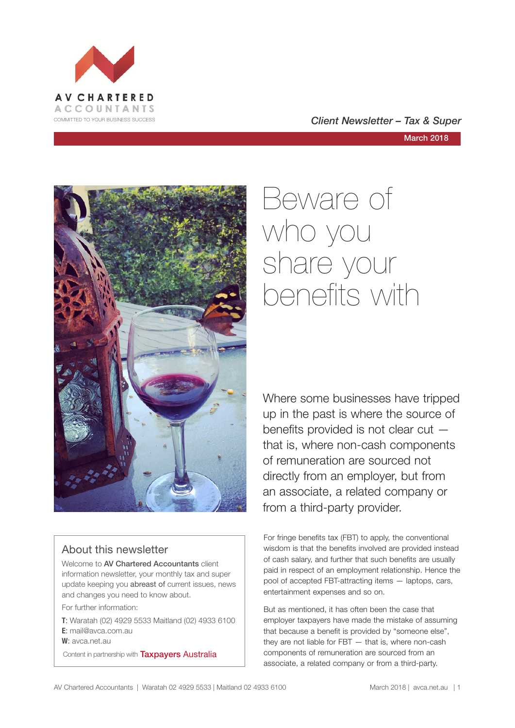AV CHARTERED ACCOUNTANTS
COMMITTED TO YOUR BUSINESS SUCCESS

*Client Newsletter – Tax & Super*

March 2018

# Beware of who you share your benefits with

Where some businesses have tripped up in the past is where the source of benefits provided is not clear cut — that is, where non-cash components of remuneration are sourced not directly from an employer, but from an associate, a related company or from a third-party provider.

For fringe benefits tax (FBT) to apply, the conventional wisdom is that the benefits involved are provided instead of cash salary, and further that such benefits are usually paid in respect of an employment relationship. Hence the pool of accepted FBT-attracting items — laptops, cars, entertainment expenses and so on.

But as mentioned, it has often been the case that employer taxpayers have made the mistake of assuming that because a benefit is provided by "someone else", they are not liable for FBT — that is, where non-cash components of remuneration are sourced from an associate, a related company or from a third-party.

## About this newsletter

Welcome to **AV Chartered Accountants** client information newsletter, your monthly tax and super update keeping you **abreast of** current issues, news and changes you need to know about.

For further information:

**T**: Waratah (02) 4929 5533 Maitland (02) 4933 6100
**E**: mail@avca.com.au
**W**: avca.net.au

Content in partnership with Taxpayers Australia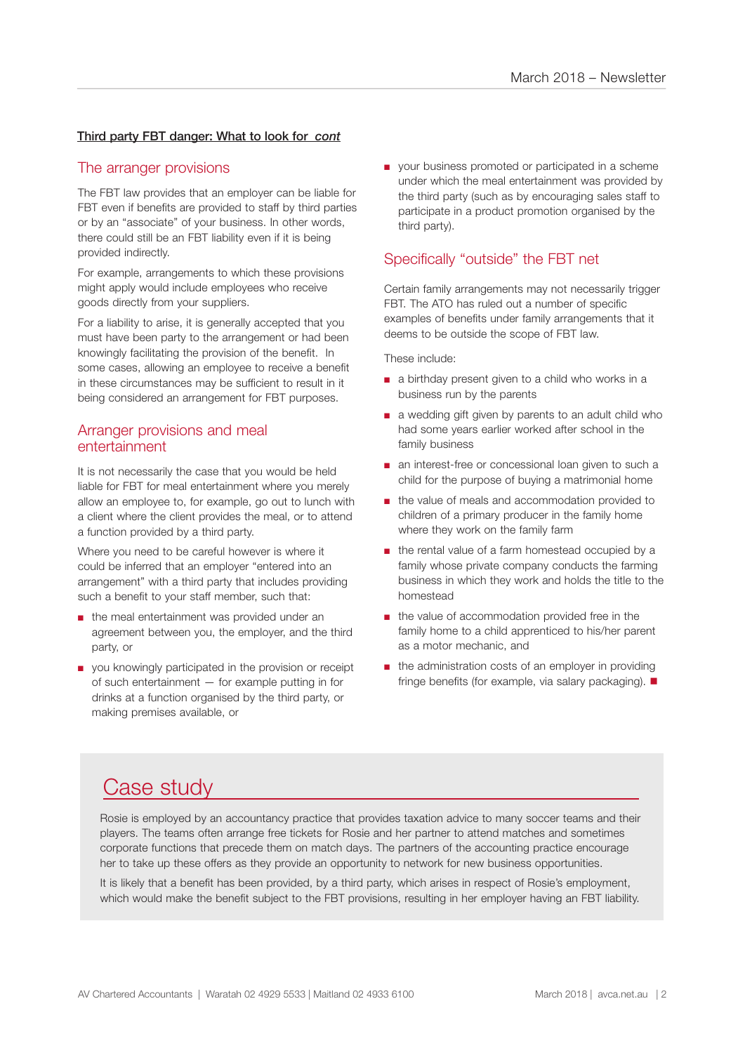**Third party FBT danger: What to look for *cont***

## The arranger provisions

The FBT law provides that an employer can be liable for FBT even if benefits are provided to staff by third parties or by an "associate" of your business. In other words, there could still be an FBT liability even if it is being provided indirectly.

For example, arrangements to which these provisions might apply would include employees who receive goods directly from your suppliers.

For a liability to arise, it is generally accepted that you must have been party to the arrangement or had been knowingly facilitating the provision of the benefit. In some cases, allowing an employee to receive a benefit in these circumstances may be sufficient to result in it being considered an arrangement for FBT purposes.

## Arranger provisions and meal entertainment

It is not necessarily the case that you would be held liable for FBT for meal entertainment where you merely allow an employee to, for example, go out to lunch with a client where the client provides the meal, or to attend a function provided by a third party.

Where you need to be careful however is where it could be inferred that an employer "entered into an arrangement" with a third party that includes providing such a benefit to your staff member, such that:

- the meal entertainment was provided under an agreement between you, the employer, and the third party, or
- you knowingly participated in the provision or receipt of such entertainment — for example putting in for drinks at a function organised by the third party, or making premises available, or
- your business promoted or participated in a scheme under which the meal entertainment was provided by the third party (such as by encouraging sales staff to participate in a product promotion organised by the third party).

## Specifically "outside" the FBT net

Certain family arrangements may not necessarily trigger FBT. The ATO has ruled out a number of specific examples of benefits under family arrangements that it deems to be outside the scope of FBT law.

These include:

- a birthday present given to a child who works in a business run by the parents
- a wedding gift given by parents to an adult child who had some years earlier worked after school in the family business
- an interest-free or concessional loan given to such a child for the purpose of buying a matrimonial home
- the value of meals and accommodation provided to children of a primary producer in the family home where they work on the family farm
- the rental value of a farm homestead occupied by a family whose private company conducts the farming business in which they work and holds the title to the homestead
- the value of accommodation provided free in the family home to a child apprenticed to his/her parent as a motor mechanic, and
- the administration costs of an employer in providing fringe benefits (for example, via salary packaging). ■

## Case study

Rosie is employed by an accountancy practice that provides taxation advice to many soccer teams and their players. The teams often arrange free tickets for Rosie and her partner to attend matches and sometimes corporate functions that precede them on match days. The partners of the accounting practice encourage her to take up these offers as they provide an opportunity to network for new business opportunities.

It is likely that a benefit has been provided, by a third party, which arises in respect of Rosie's employment, which would make the benefit subject to the FBT provisions, resulting in her employer having an FBT liability.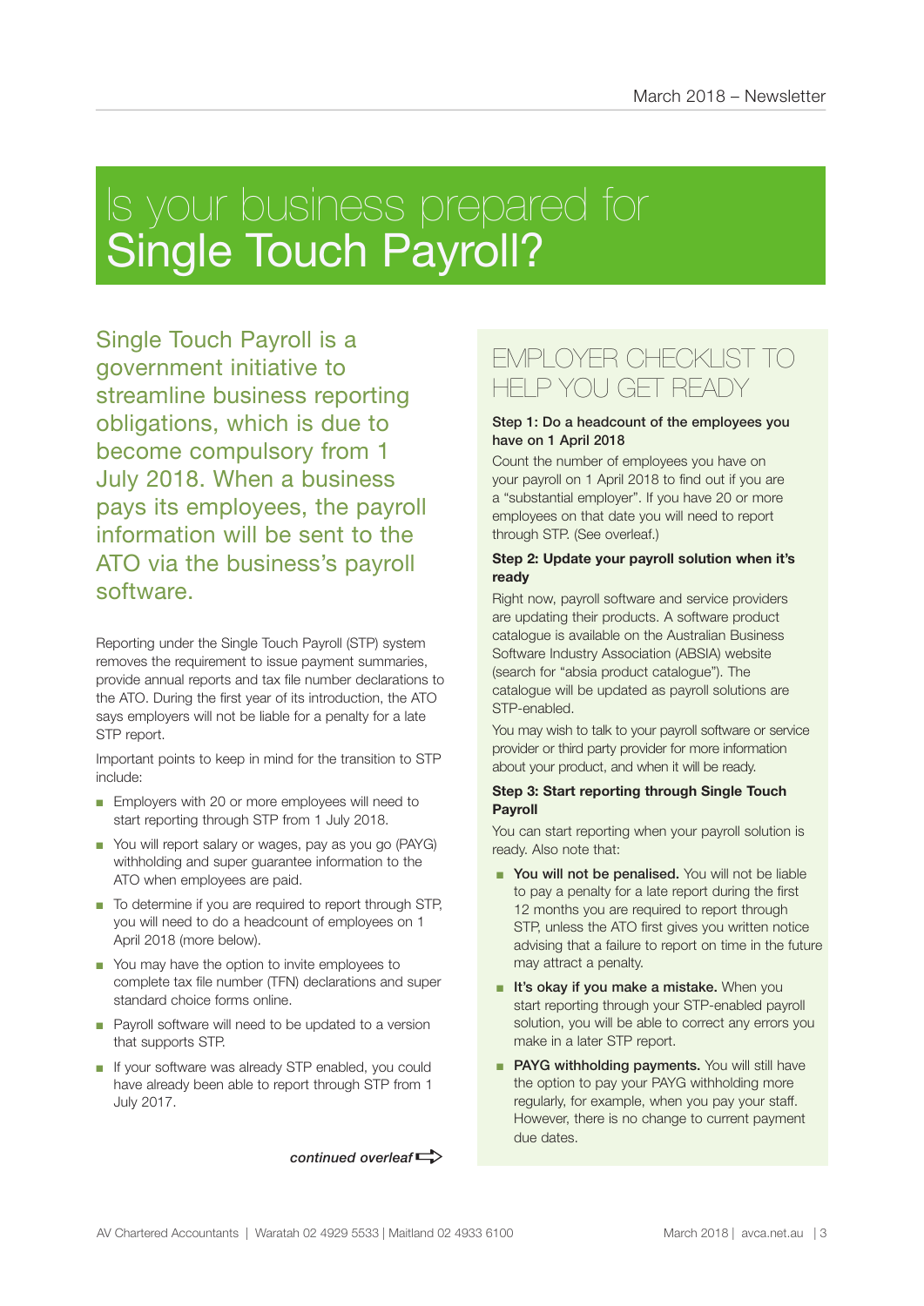// Single Touch Payroll (STP) explained: what Australian employers need to know ahead of the 1 July 2018 start date and a practical checklist for getting ready

# Is your business prepared for Single Touch Payroll?

Single Touch Payroll is a government initiative to streamline business reporting obligations, which is due to become compulsory from 1 July 2018. When a business pays its employees, the payroll information will be sent to the ATO via the business's payroll software.

Reporting under the Single Touch Payroll (STP) system removes the requirement to issue payment summaries, provide annual reports and tax file number declarations to the ATO. During the first year of its introduction, the ATO says employers will not be liable for a penalty for a late STP report.

Important points to keep in mind for the transition to STP include:

- Employers with 20 or more employees will need to start reporting through STP from 1 July 2018.
- You will report salary or wages, pay as you go (PAYG) withholding and super guarantee information to the ATO when employees are paid.
- To determine if you are required to report through STP, you will need to do a headcount of employees on 1 April 2018 (more below).
- You may have the option to invite employees to complete tax file number (TFN) declarations and super standard choice forms online.
- Payroll software will need to be updated to a version that supports STP.
- If your software was already STP enabled, you could have already been able to report through STP from 1 July 2017.

*continued overleaf*

## EMPLOYER CHECKLIST TO HELP YOU GET READY

**Step 1: Do a headcount of the employees you have on 1 April 2018**

Count the number of employees you have on your payroll on 1 April 2018 to find out if you are a "substantial employer". If you have 20 or more employees on that date you will need to report through STP. (See overleaf.)

**Step 2: Update your payroll solution when it's ready**

Right now, payroll software and service providers are updating their products. A software product catalogue is available on the Australian Business Software Industry Association (ABSIA) website (search for "absia product catalogue"). The catalogue will be updated as payroll solutions are STP-enabled.

You may wish to talk to your payroll software or service provider or third party provider for more information about your product, and when it will be ready.

**Step 3: Start reporting through Single Touch Payroll**

You can start reporting when your payroll solution is ready. Also note that:

- **You will not be penalised.** You will not be liable to pay a penalty for a late report during the first 12 months you are required to report through STP, unless the ATO first gives you written notice advising that a failure to report on time in the future may attract a penalty.
- **It's okay if you make a mistake.** When you start reporting through your STP-enabled payroll solution, you will be able to correct any errors you make in a later STP report.
- **PAYG withholding payments.** You will still have the option to pay your PAYG withholding more regularly, for example, when you pay your staff. However, there is no change to current payment due dates.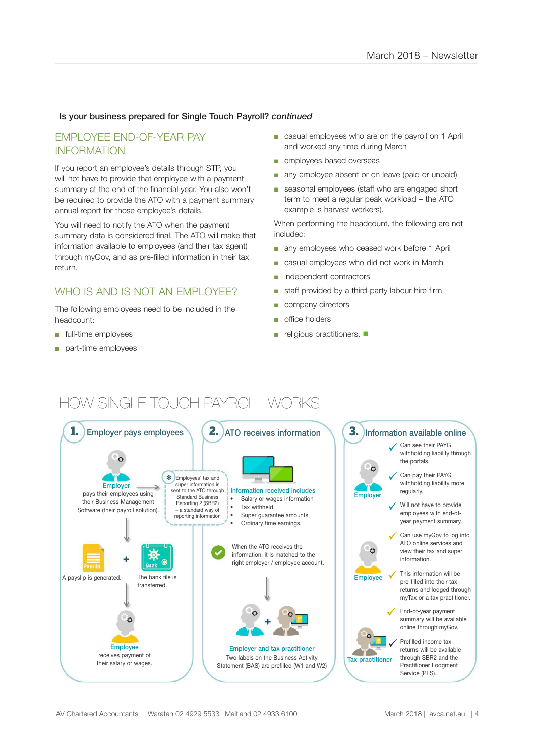**Is your business prepared for Single Touch Payroll? *continued***

## EMPLOYEE END-OF-YEAR PAY INFORMATION

If you report an employee's details through STP, you will not have to provide that employee with a payment summary at the end of the financial year. You also won't be required to provide the ATO with a payment summary annual report for those employee's details.

You will need to notify the ATO when the payment summary data is considered final. The ATO will make that information available to employees (and their tax agent) through myGov, and as pre-filled information in their tax return.

## WHO IS AND IS NOT AN EMPLOYEE?

The following employees need to be included in the headcount:

- full-time employees
- part-time employees
- casual employees who are on the payroll on 1 April and worked any time during March
- employees based overseas
- any employee absent or on leave (paid or unpaid)
- seasonal employees (staff who are engaged short term to meet a regular peak workload – the ATO example is harvest workers).

When performing the headcount, the following are not included:

- any employees who ceased work before 1 April
- casual employees who did not work in March
- independent contractors
- staff provided by a third-party labour hire firm
- company directors
- office holders
- religious practitioners.

## HOW SINGLE TOUCH PAYROLL WORKS

### 1. Employer pays employees

**Employer** pays their employees using their Business Management Software (their payroll solution).

Employees' tax and super information is sent to the ATO through Standard Business Reporting 2 (SBR2) – a standard way of reporting information

A payslip is generated. + The bank file is transferred.

**Employee** receives payment of their salary or wages.

### 2. ATO receives information

**Information received includes**

- Salary or wages information
- Tax withheld
- Super guarantee amounts
- Ordinary time earnings.

When the ATO receives the information, it is matched to the right employer / employee account.

**Employer and tax practitioner**
Two labels on the Business Activity Statement (BAS) are prefilled (W1 and W2)

### 3. Information available online

**Employer**

- Can see their PAYG withholding liability through the portals.
- Can pay their PAYG withholding liability more regularly.
- Will not have to provide employees with end-of-year payment summary.

**Employee**

- Can use myGov to log into ATO online services and view their tax and super information.
- This information will be pre-filled into their tax returns and lodged through myTax or a tax practitioner.
- End-of-year payment summary will be available online through myGov.

**Tax practitioner**

- Prefilled income tax returns will be available through SBR2 and the Practitioner Lodgment Service (PLS).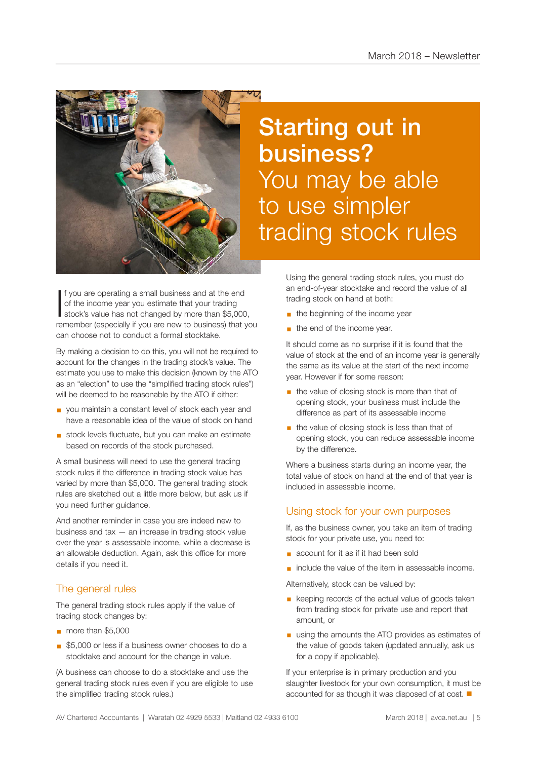# Starting out in business? You may be able to use simpler trading stock rules

If you are operating a small business and at the end of the income year you estimate that your trading stock's value has not changed by more than $5,000, remember (especially if you are new to business) that you can choose not to conduct a formal stocktake.

By making a decision to do this, you will not be required to account for the changes in the trading stock's value. The estimate you use to make this decision (known by the ATO as an "election" to use the "simplified trading stock rules") will be deemed to be reasonable by the ATO if either:

- you maintain a constant level of stock each year and have a reasonable idea of the value of stock on hand
- stock levels fluctuate, but you can make an estimate based on records of the stock purchased.

A small business will need to use the general trading stock rules if the difference in trading stock value has varied by more than $5,000. The general trading stock rules are sketched out a little more below, but ask us if you need further guidance.

And another reminder in case you are indeed new to business and tax — an increase in trading stock value over the year is assessable income, while a decrease is an allowable deduction. Again, ask this office for more details if you need it.

## The general rules

The general trading stock rules apply if the value of trading stock changes by:

- more than $5,000
- $5,000 or less if a business owner chooses to do a stocktake and account for the change in value.

(A business can choose to do a stocktake and use the general trading stock rules even if you are eligible to use the simplified trading stock rules.)

Using the general trading stock rules, you must do an end-of-year stocktake and record the value of all trading stock on hand at both:

- the beginning of the income year
- the end of the income year.

It should come as no surprise if it is found that the value of stock at the end of an income year is generally the same as its value at the start of the next income year. However if for some reason:

- the value of closing stock is more than that of opening stock, your business must include the difference as part of its assessable income
- the value of closing stock is less than that of opening stock, you can reduce assessable income by the difference.

Where a business starts during an income year, the total value of stock on hand at the end of that year is included in assessable income.

## Using stock for your own purposes

If, as the business owner, you take an item of trading stock for your private use, you need to:

- account for it as if it had been sold
- include the value of the item in assessable income.

Alternatively, stock can be valued by:

- keeping records of the actual value of goods taken from trading stock for private use and report that amount, or
- using the amounts the ATO provides as estimates of the value of goods taken (updated annually, ask us for a copy if applicable).

If your enterprise is in primary production and you slaughter livestock for your own consumption, it must be accounted for as though it was disposed of at cost. ■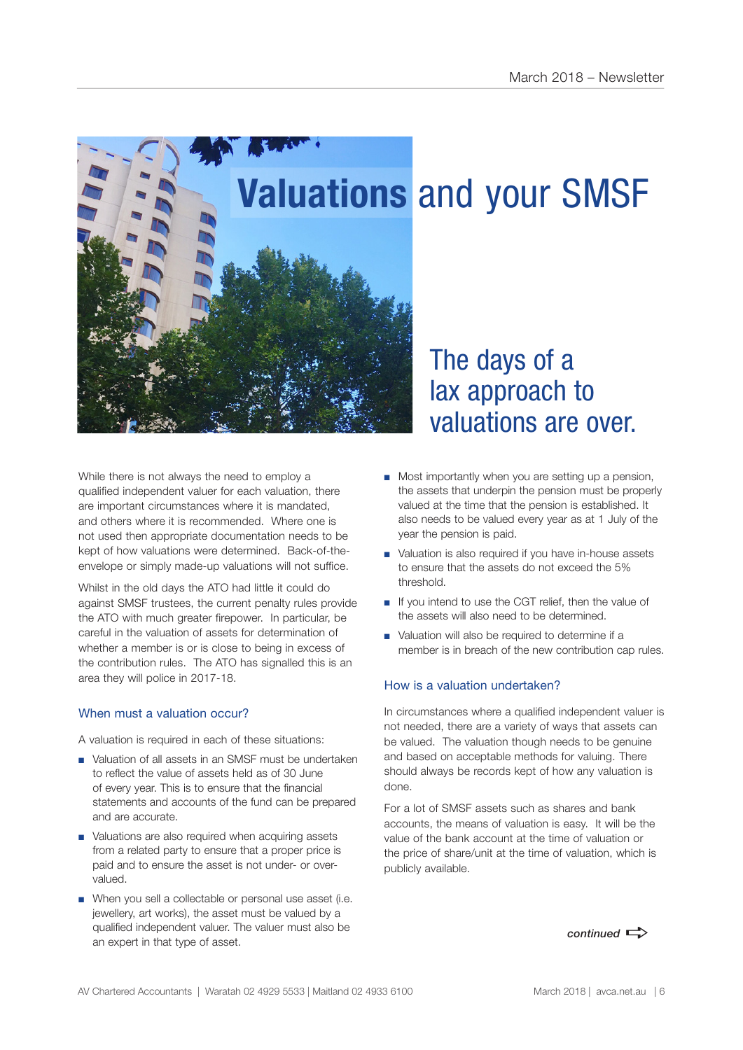# Valuations and your SMSF

## The days of a lax approach to valuations are over.

While there is not always the need to employ a qualified independent valuer for each valuation, there are important circumstances where it is mandated, and others where it is recommended. Where one is not used then appropriate documentation needs to be kept of how valuations were determined. Back-of-the-envelope or simply made-up valuations will not suffice.

Whilst in the old days the ATO had little it could do against SMSF trustees, the current penalty rules provide the ATO with much greater firepower. In particular, be careful in the valuation of assets for determination of whether a member is or is close to being in excess of the contribution rules. The ATO has signalled this is an area they will police in 2017-18.

### When must a valuation occur?

A valuation is required in each of these situations:

- Valuation of all assets in an SMSF must be undertaken to reflect the value of assets held as of 30 June of every year. This is to ensure that the financial statements and accounts of the fund can be prepared and are accurate.
- Valuations are also required when acquiring assets from a related party to ensure that a proper price is paid and to ensure the asset is not under- or over-valued.
- When you sell a collectable or personal use asset (i.e. jewellery, art works), the asset must be valued by a qualified independent valuer. The valuer must also be an expert in that type of asset.
- Most importantly when you are setting up a pension, the assets that underpin the pension must be properly valued at the time that the pension is established. It also needs to be valued every year as at 1 July of the year the pension is paid.
- Valuation is also required if you have in-house assets to ensure that the assets do not exceed the 5% threshold.
- If you intend to use the CGT relief, then the value of the assets will also need to be determined.
- Valuation will also be required to determine if a member is in breach of the new contribution cap rules.

### How is a valuation undertaken?

In circumstances where a qualified independent valuer is not needed, there are a variety of ways that assets can be valued. The valuation though needs to be genuine and based on acceptable methods for valuing. There should always be records kept of how any valuation is done.

For a lot of SMSF assets such as shares and bank accounts, the means of valuation is easy. It will be the value of the bank account at the time of valuation or the price of share/unit at the time of valuation, which is publicly available.

*continued*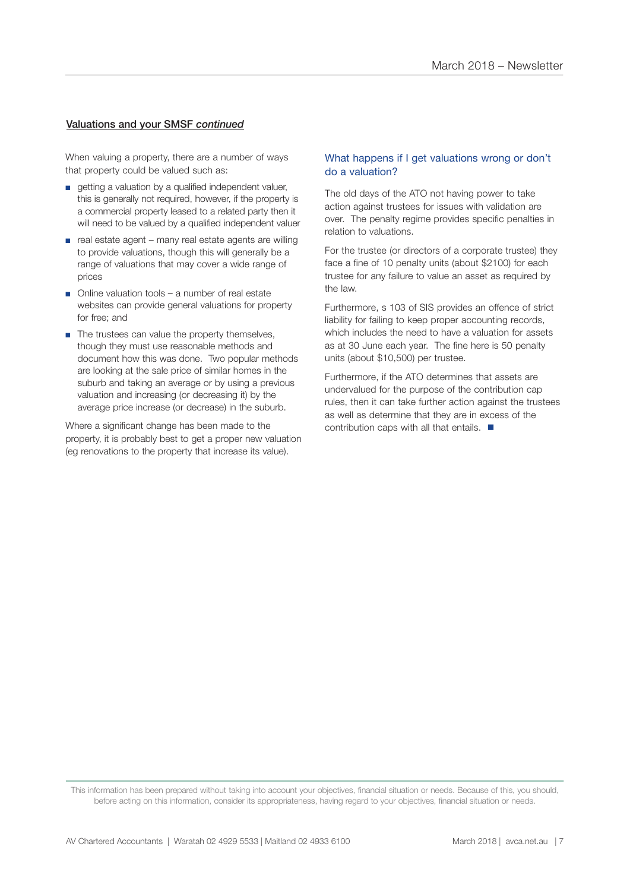**<u>Valuations and your SMSF *continued*</u>**

When valuing a property, there are a number of ways that property could be valued such as:

- getting a valuation by a qualified independent valuer, this is generally not required, however, if the property is a commercial property leased to a related party then it will need to be valued by a qualified independent valuer
- real estate agent – many real estate agents are willing to provide valuations, though this will generally be a range of valuations that may cover a wide range of prices
- Online valuation tools – a number of real estate websites can provide general valuations for property for free; and
- The trustees can value the property themselves, though they must use reasonable methods and document how this was done. Two popular methods are looking at the sale price of similar homes in the suburb and taking an average or by using a previous valuation and increasing (or decreasing it) by the average price increase (or decrease) in the suburb.

Where a significant change has been made to the property, it is probably best to get a proper new valuation (eg renovations to the property that increase its value).

### What happens if I get valuations wrong or don't do a valuation?

The old days of the ATO not having power to take action against trustees for issues with validation are over. The penalty regime provides specific penalties in relation to valuations.

For the trustee (or directors of a corporate trustee) they face a fine of 10 penalty units (about $2100) for each trustee for any failure to value an asset as required by the law.

Furthermore, s 103 of SIS provides an offence of strict liability for failing to keep proper accounting records, which includes the need to have a valuation for assets as at 30 June each year. The fine here is 50 penalty units (about $10,500) per trustee.

Furthermore, if the ATO determines that assets are undervalued for the purpose of the contribution cap rules, then it can take further action against the trustees as well as determine that they are in excess of the contribution caps with all that entails. ■

This information has been prepared without taking into account your objectives, financial situation or needs. Because of this, you should, before acting on this information, consider its appropriateness, having regard to your objectives, financial situation or needs.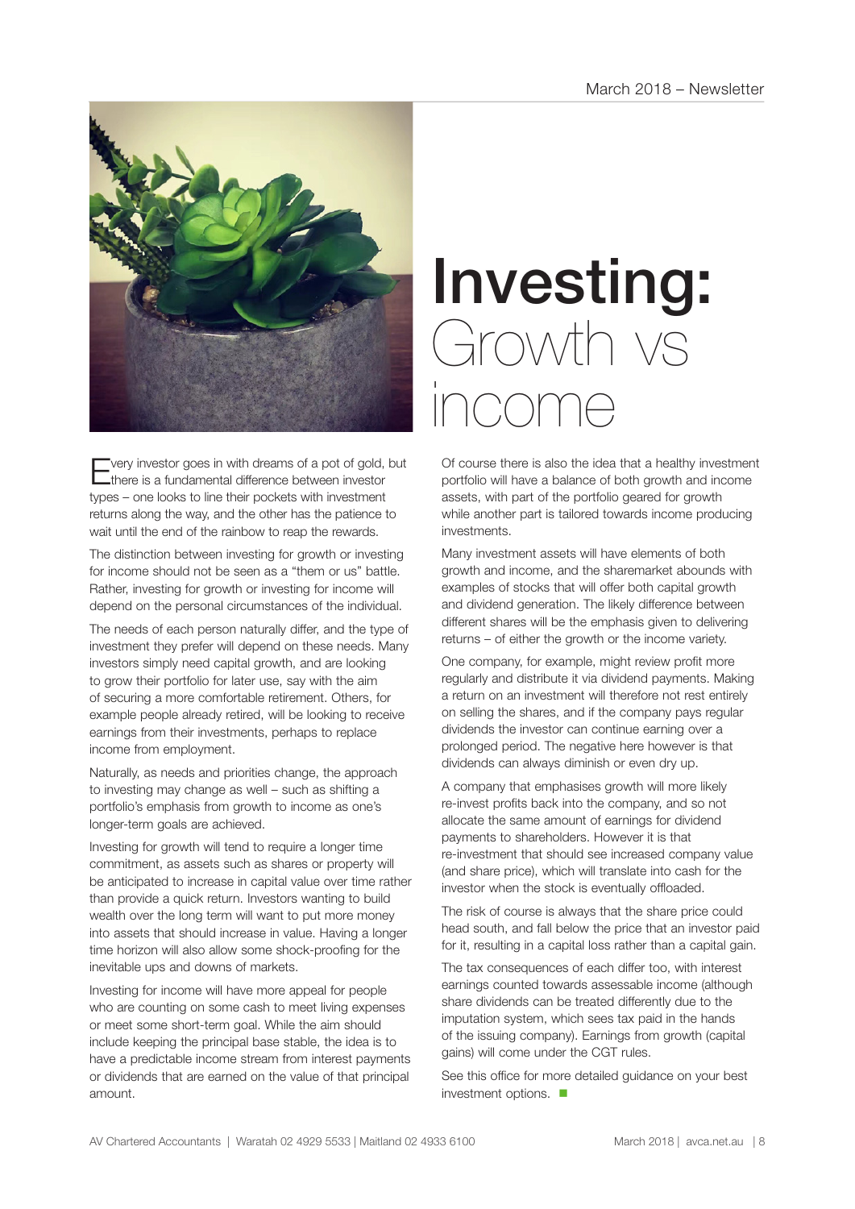# Investing: Growth vs income

Every investor goes in with dreams of a pot of gold, but there is a fundamental difference between investor types – one looks to line their pockets with investment returns along the way, and the other has the patience to wait until the end of the rainbow to reap the rewards.

The distinction between investing for growth or investing for income should not be seen as a "them or us" battle. Rather, investing for growth or investing for income will depend on the personal circumstances of the individual.

The needs of each person naturally differ, and the type of investment they prefer will depend on these needs. Many investors simply need capital growth, and are looking to grow their portfolio for later use, say with the aim of securing a more comfortable retirement. Others, for example people already retired, will be looking to receive earnings from their investments, perhaps to replace income from employment.

Naturally, as needs and priorities change, the approach to investing may change as well – such as shifting a portfolio's emphasis from growth to income as one's longer-term goals are achieved.

Investing for growth will tend to require a longer time commitment, as assets such as shares or property will be anticipated to increase in capital value over time rather than provide a quick return. Investors wanting to build wealth over the long term will want to put more money into assets that should increase in value. Having a longer time horizon will also allow some shock-proofing for the inevitable ups and downs of markets.

Investing for income will have more appeal for people who are counting on some cash to meet living expenses or meet some short-term goal. While the aim should include keeping the principal base stable, the idea is to have a predictable income stream from interest payments or dividends that are earned on the value of that principal amount.

Of course there is also the idea that a healthy investment portfolio will have a balance of both growth and income assets, with part of the portfolio geared for growth while another part is tailored towards income producing investments.

Many investment assets will have elements of both growth and income, and the sharemarket abounds with examples of stocks that will offer both capital growth and dividend generation. The likely difference between different shares will be the emphasis given to delivering returns – of either the growth or the income variety.

One company, for example, might review profit more regularly and distribute it via dividend payments. Making a return on an investment will therefore not rest entirely on selling the shares, and if the company pays regular dividends the investor can continue earning over a prolonged period. The negative here however is that dividends can always diminish or even dry up.

A company that emphasises growth will more likely re-invest profits back into the company, and so not allocate the same amount of earnings for dividend payments to shareholders. However it is that re-investment that should see increased company value (and share price), which will translate into cash for the investor when the stock is eventually offloaded.

The risk of course is always that the share price could head south, and fall below the price that an investor paid for it, resulting in a capital loss rather than a capital gain.

The tax consequences of each differ too, with interest earnings counted towards assessable income (although share dividends can be treated differently due to the imputation system, which sees tax paid in the hands of the issuing company). Earnings from growth (capital gains) will come under the CGT rules.

See this office for more detailed guidance on your best investment options. ■